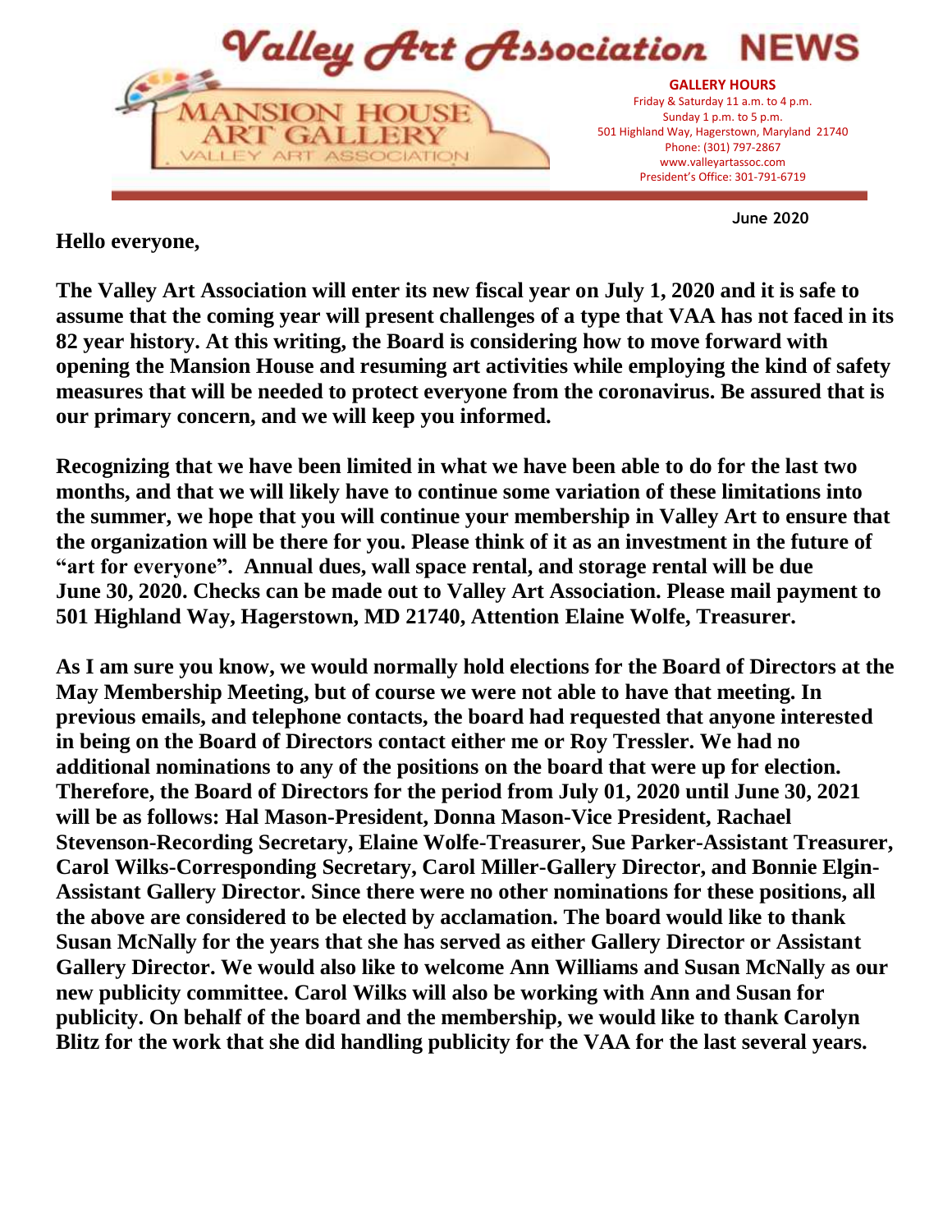# Valley Art Association NEWS

MANSION HOUSE ART GALLERY
VALLEY ART ASSOCIATION

**GALLERY HOURS**
Friday & Saturday 11 a.m. to 4 p.m.
Sunday 1 p.m. to 5 p.m.
501 Highland Way, Hagerstown, Maryland 21740
Phone: (301) 797-2867
www.valleyartassoc.com
President's Office: 301-791-6719

June 2020

**Hello everyone,**

**The Valley Art Association will enter its new fiscal year on July 1, 2020 and it is safe to assume that the coming year will present challenges of a type that VAA has not faced in its 82 year history. At this writing, the Board is considering how to move forward with opening the Mansion House and resuming art activities while employing the kind of safety measures that will be needed to protect everyone from the coronavirus. Be assured that is our primary concern, and we will keep you informed.**

**Recognizing that we have been limited in what we have been able to do for the last two months, and that we will likely have to continue some variation of these limitations into the summer, we hope that you will continue your membership in Valley Art to ensure that the organization will be there for you. Please think of it as an investment in the future of "art for everyone". Annual dues, wall space rental, and storage rental will be due June 30, 2020. Checks can be made out to Valley Art Association. Please mail payment to 501 Highland Way, Hagerstown, MD 21740, Attention Elaine Wolfe, Treasurer.**

**As I am sure you know, we would normally hold elections for the Board of Directors at the May Membership Meeting, but of course we were not able to have that meeting. In previous emails, and telephone contacts, the board had requested that anyone interested in being on the Board of Directors contact either me or Roy Tressler. We had no additional nominations to any of the positions on the board that were up for election. Therefore, the Board of Directors for the period from July 01, 2020 until June 30, 2021 will be as follows: Hal Mason-President, Donna Mason-Vice President, Rachael Stevenson-Recording Secretary, Elaine Wolfe-Treasurer, Sue Parker-Assistant Treasurer, Carol Wilks-Corresponding Secretary, Carol Miller-Gallery Director, and Bonnie Elgin-Assistant Gallery Director. Since there were no other nominations for these positions, all the above are considered to be elected by acclamation. The board would like to thank Susan McNally for the years that she has served as either Gallery Director or Assistant Gallery Director. We would also like to welcome Ann Williams and Susan McNally as our new publicity committee. Carol Wilks will also be working with Ann and Susan for publicity. On behalf of the board and the membership, we would like to thank Carolyn Blitz for the work that she did handling publicity for the VAA for the last several years.**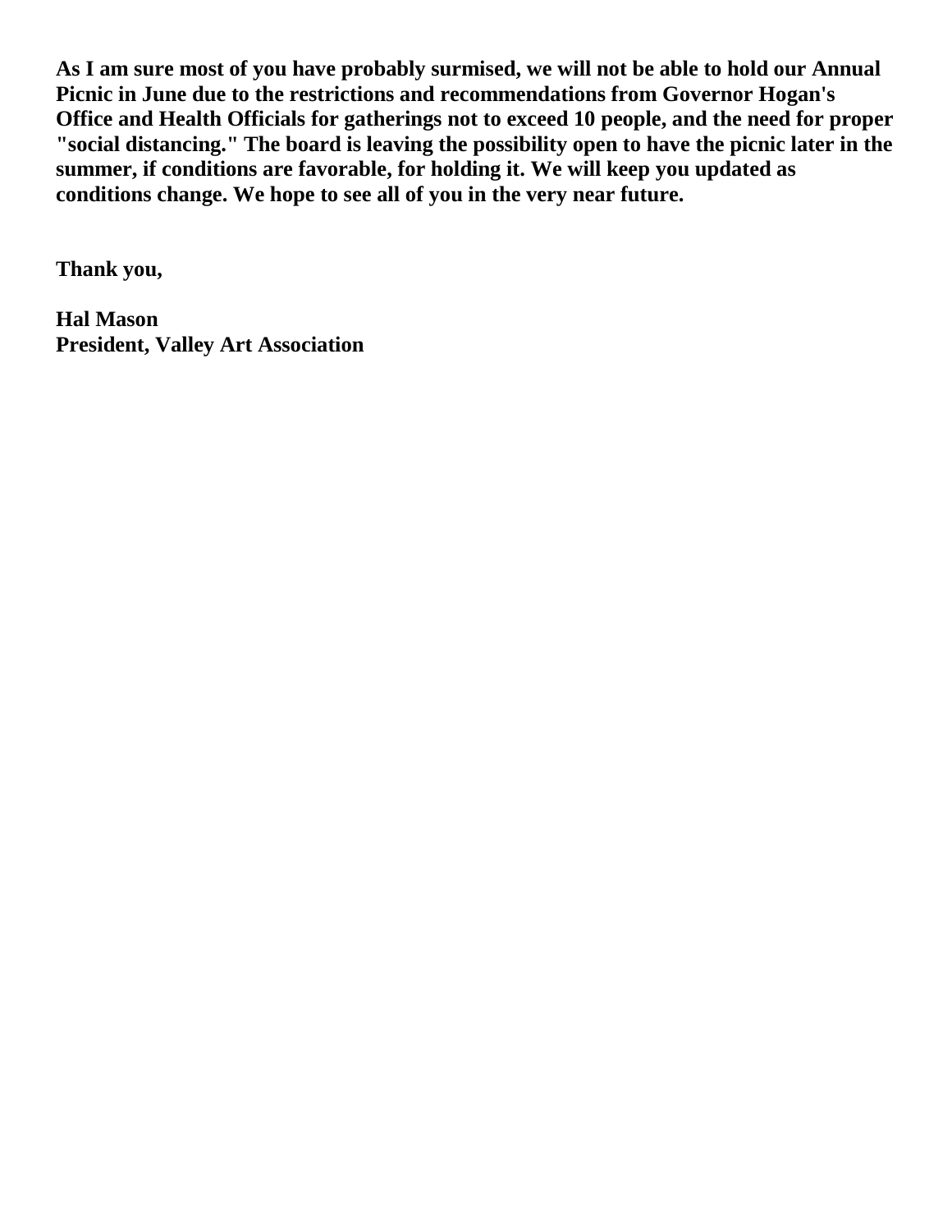**As I am sure most of you have probably surmised, we will not be able to hold our Annual Picnic in June due to the restrictions and recommendations from Governor Hogan's Office and Health Officials for gatherings not to exceed 10 people, and the need for proper "social distancing." The board is leaving the possibility open to have the picnic later in the summer, if conditions are favorable, for holding it. We will keep you updated as conditions change. We hope to see all of you in the very near future.**

**Thank you,**

**Hal Mason**
**President, Valley Art Association**